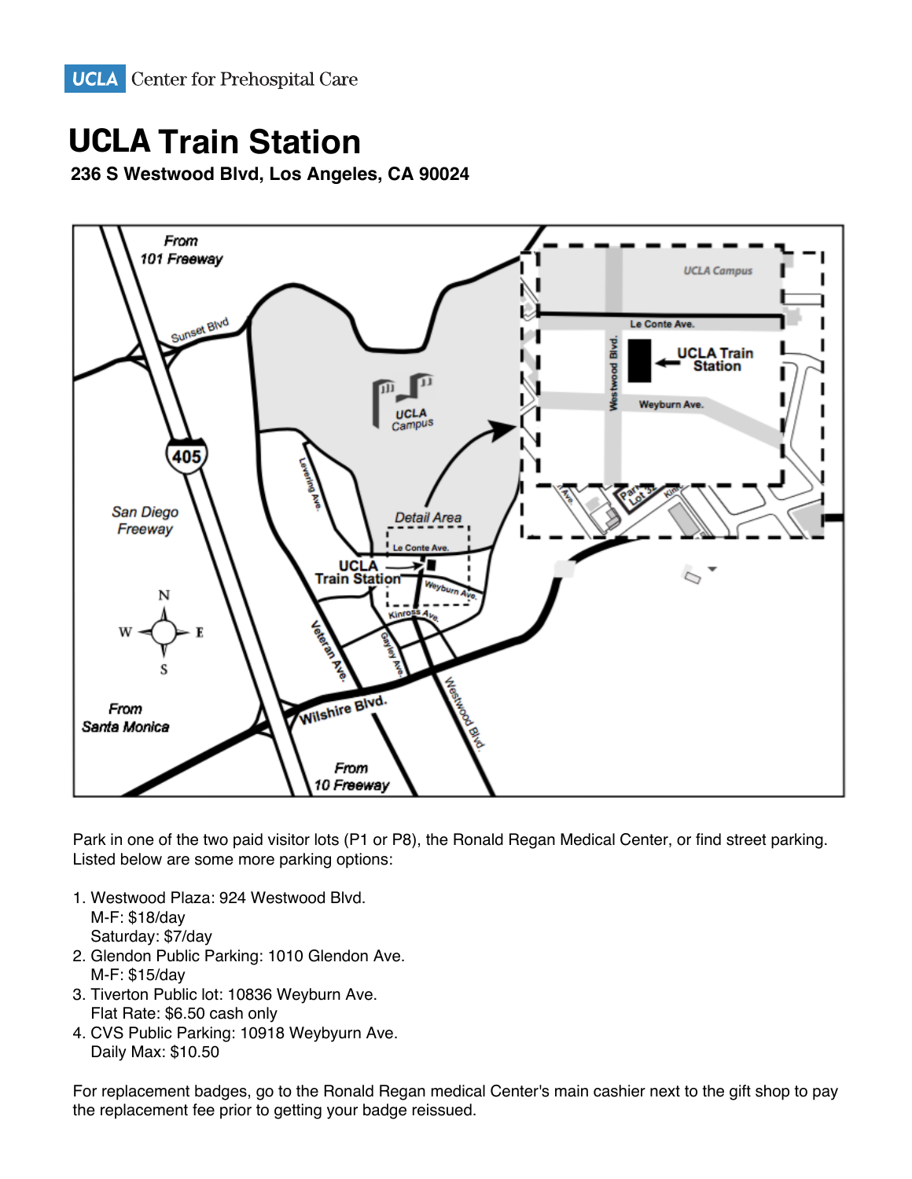UCLA Center for Prehospital Care

# UCLA Train Station

**236 S Westwood Blvd, Los Angeles, CA 90024**

Park in one of the two paid visitor lots (P1 or P8), the Ronald Regan Medical Center, or find street parking. Listed below are some more parking options:

1. Westwood Plaza: 924 Westwood Blvd.
   M-F: $18/day
   Saturday: $7/day
2. Glendon Public Parking: 1010 Glendon Ave.
   M-F: $15/day
3. Tiverton Public lot: 10836 Weyburn Ave.
   Flat Rate: $6.50 cash only
4. CVS Public Parking: 10918 Weybyurn Ave.
   Daily Max: $10.50

For replacement badges, go to the Ronald Regan medical Center's main cashier next to the gift shop to pay the replacement fee prior to getting your badge reissued.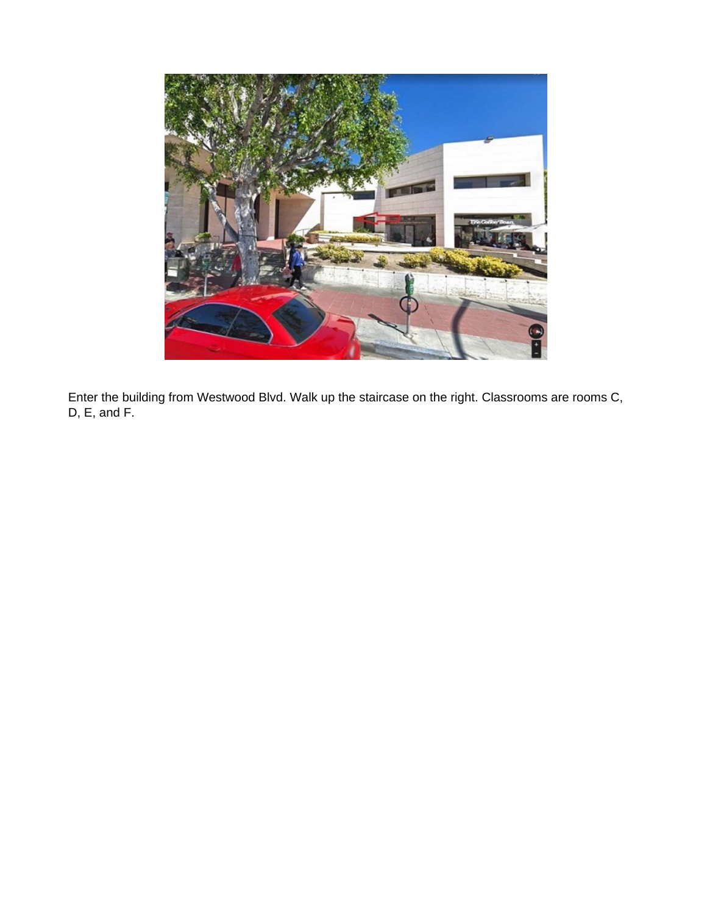Enter the building from Westwood Blvd. Walk up the staircase on the right. Classrooms are rooms C, D, E, and F.